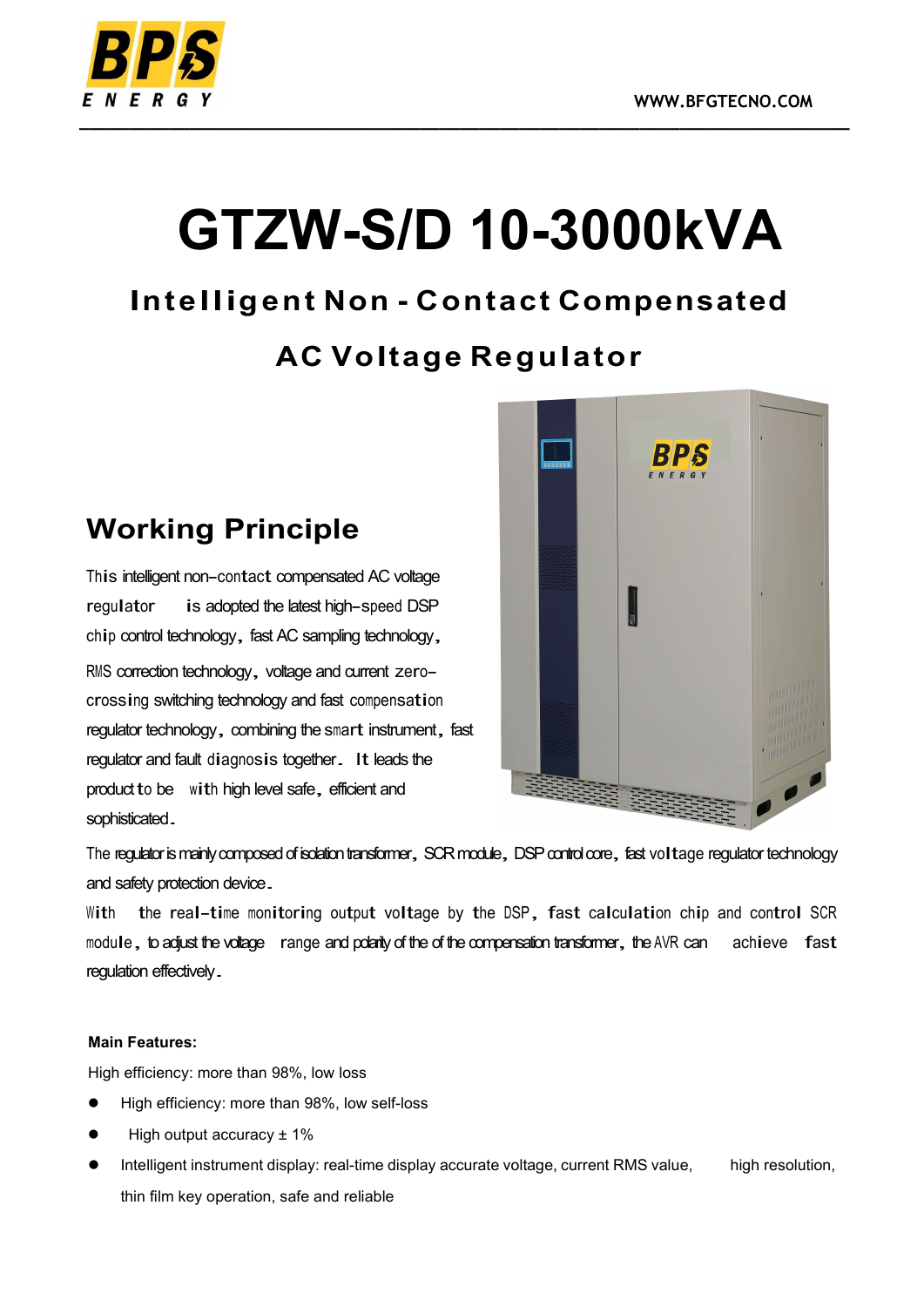# GTZW-S/D 10-3000kVA

## Intelligent Non - Contact Compensated AC Voltage Regulator

## Working Principle

This intelligent non-contact compensated AC voltage regulator is adopted the latest high-speed DSP chip control technology, fast AC sampling technology, RMS correction technology, voltage and current zero-crossing switching technology and fast compensation regulator technology, combining the smart instrument, fast regulator and fault diagnosis together. It leads the product to be with high level safe, efficient and sophisticated.

The regulator is mainly composed of isolation transformer, SCR module, DSP control core, fast voltage regulator technology and safety protection device.

With the real-time monitoring output voltage by the DSP, fast calculation chip and control SCR module, to adjust the voltage range and polarity of the of the compensation transformer, the AVR can achieve fast regulation effectively.

**Main Features:**

High efficiency: more than 98%, low loss

- High efficiency: more than 98%, low self-loss
- High output accuracy ± 1%
- Intelligent instrument display: real-time display accurate voltage, current RMS value, high resolution, thin film key operation, safe and reliable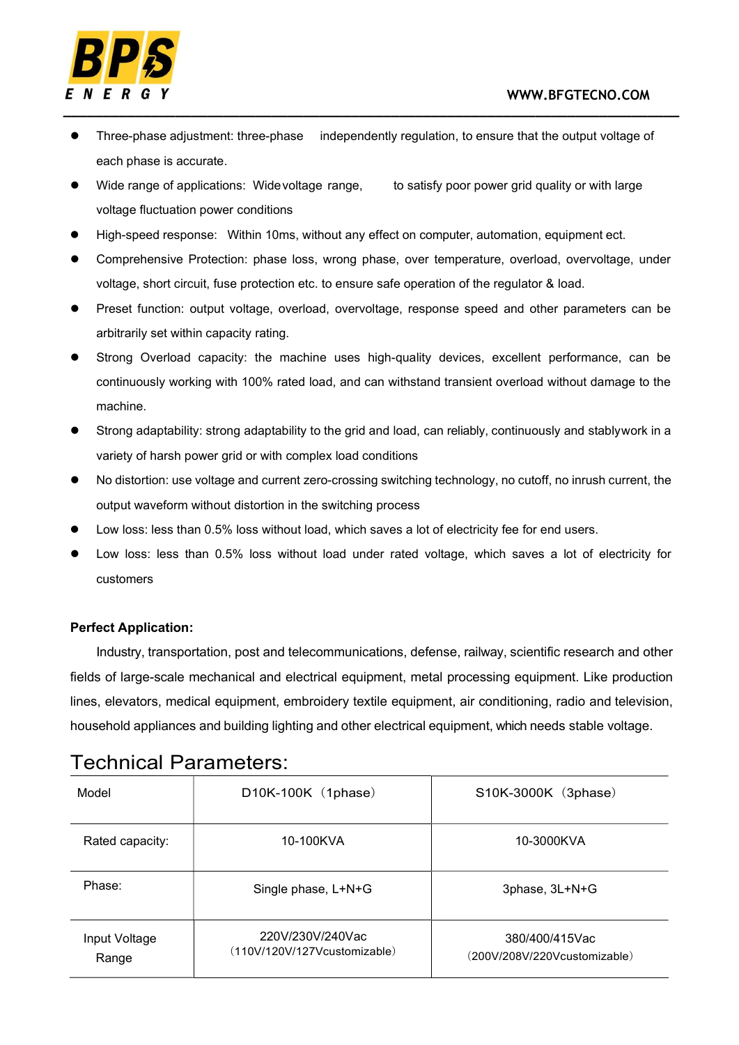- Three-phase adjustment: three-phase independently regulation, to ensure that the output voltage of each phase is accurate.
- Wide range of applications: Widevoltage range, to satisfy poor power grid quality or with large voltage fluctuation power conditions
- High-speed response: Within 10ms, without any effect on computer, automation, equipment ect.
- Comprehensive Protection: phase loss, wrong phase, over temperature, overload, overvoltage, under voltage, short circuit, fuse protection etc. to ensure safe operation of the regulator & load.
- Preset function: output voltage, overload, overvoltage, response speed and other parameters can be arbitrarily set within capacity rating.
- Strong Overload capacity: the machine uses high-quality devices, excellent performance, can be continuously working with 100% rated load, and can withstand transient overload without damage to the machine.
- Strong adaptability: strong adaptability to the grid and load, can reliably, continuously and stablywork in a variety of harsh power grid or with complex load conditions
- No distortion: use voltage and current zero-crossing switching technology, no cutoff, no inrush current, the output waveform without distortion in the switching process
- Low loss: less than 0.5% loss without load, which saves a lot of electricity fee for end users.
- Low loss: less than 0.5% loss without load under rated voltage, which saves a lot of electricity for customers

**Perfect Application:**

Industry, transportation, post and telecommunications, defense, railway, scientific research and other fields of large-scale mechanical and electrical equipment, metal processing equipment. Like production lines, elevators, medical equipment, embroidery textile equipment, air conditioning, radio and television, household appliances and building lighting and other electrical equipment, which needs stable voltage.

# Technical Parameters:

| Model | D10K-100K（1phase） | S10K-3000K（3phase） |
|---|---|---|
| Rated capacity: | 10-100KVA | 10-3000KVA |
| Phase: | Single phase, L+N+G | 3phase, 3L+N+G |
| Input Voltage Range | 220V/230V/240Vac（110V/120V/127Vcustomizable） | 380/400/415Vac（200V/208V/220Vcustomizable） |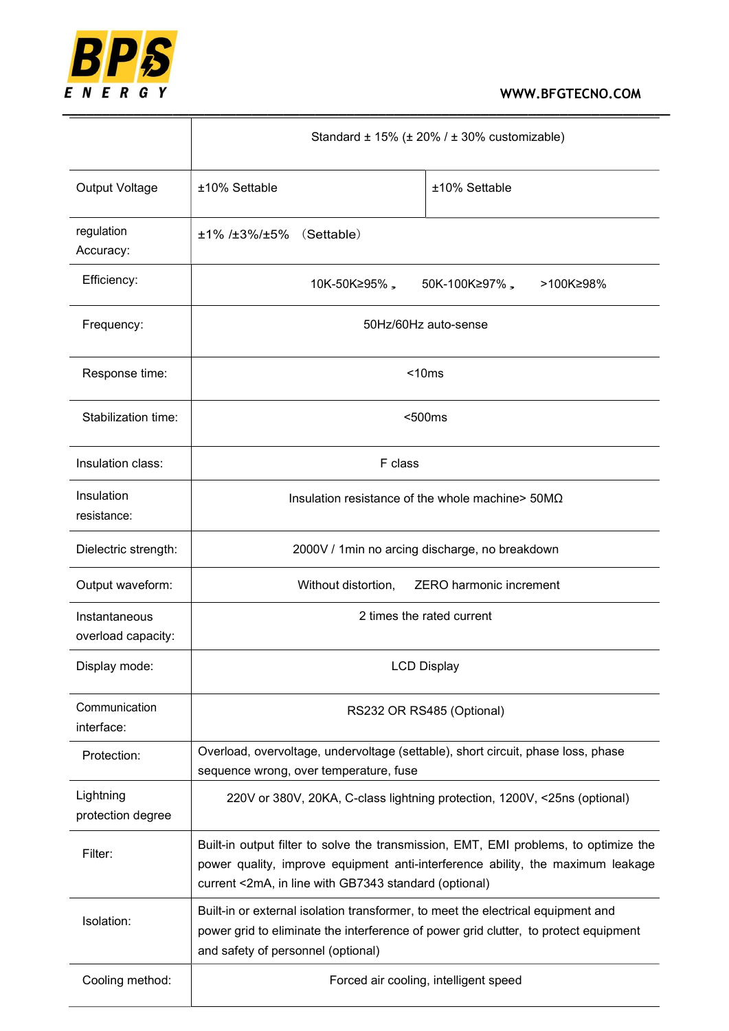| | | |
|---|---|---|
| | Standard ± 15% (± 20% / ± 30% customizable) | |
| Output Voltage | ±10% Settable | ±10% Settable |
| regulation Accuracy: | ±1% /±3%/±5% （Settable） | |
| Efficiency: | 10K-50K≥95%， 50K-100K≥97%， >100K≥98% | |
| Frequency: | 50Hz/60Hz auto-sense | |
| Response time: | <10ms | |
| Stabilization time: | <500ms | |
| Insulation class: | F class | |
| Insulation resistance: | Insulation resistance of the whole machine> 50MΩ | |
| Dielectric strength: | 2000V / 1min no arcing discharge, no breakdown | |
| Output waveform: | Without distortion, ZERO harmonic increment | |
| Instantaneous overload capacity: | 2 times the rated current | |
| Display mode: | LCD Display | |
| Communication interface: | RS232 OR RS485 (Optional) | |
| Protection: | Overload, overvoltage, undervoltage (settable), short circuit, phase loss, phase sequence wrong, over temperature, fuse | |
| Lightning protection degree | 220V or 380V, 20KA, C-class lightning protection, 1200V, <25ns (optional) | |
| Filter: | Built-in output filter to solve the transmission, EMT, EMI problems, to optimize the power quality, improve equipment anti-interference ability, the maximum leakage current <2mA, in line with GB7343 standard (optional) | |
| Isolation: | Built-in or external isolation transformer, to meet the electrical equipment and power grid to eliminate the interference of power grid clutter, to protect equipment and safety of personnel (optional) | |
| Cooling method: | Forced air cooling, intelligent speed | |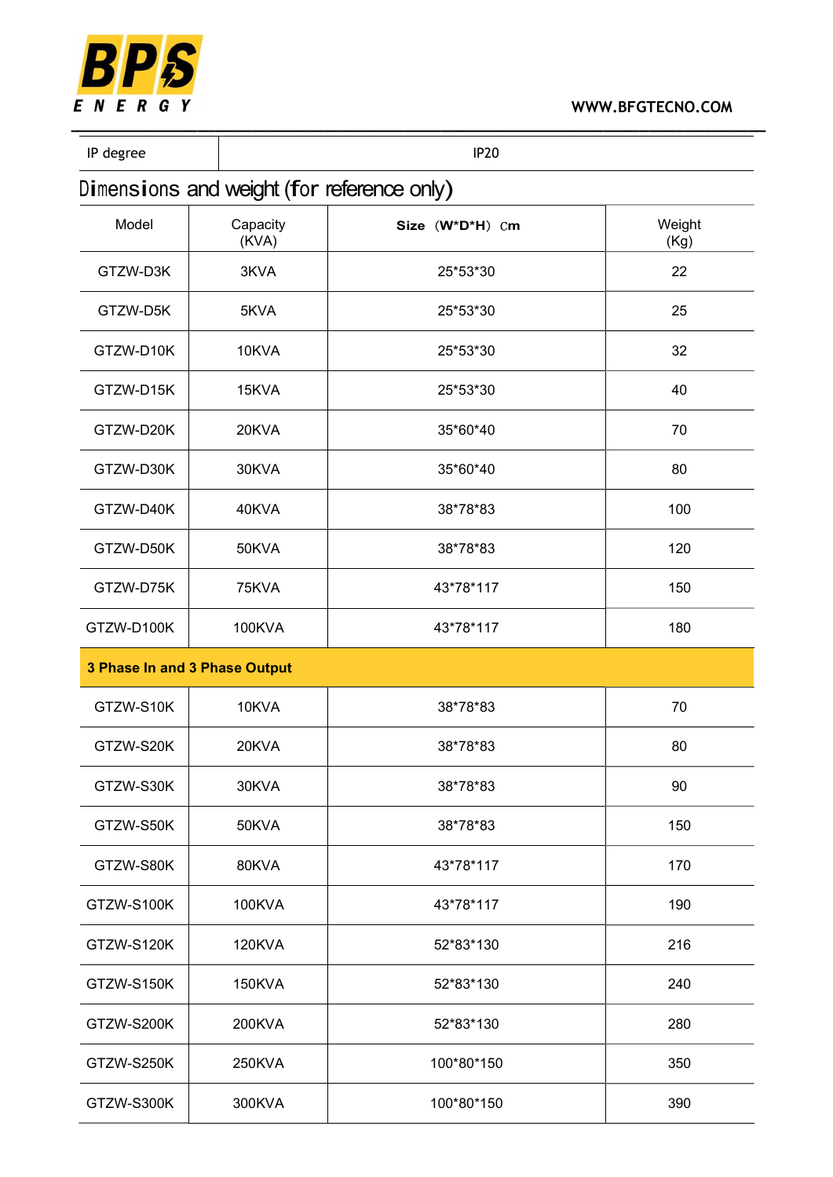| IP degree | IP20 |
|---|---|

## Dimensions and weight (for reference only)

| Model | Capacity (KVA) | **Size（W*D*H）cm** | Weight (Kg) |
|---|---|---|---|
| GTZW-D3K | 3KVA | 25*53*30 | 22 |
| GTZW-D5K | 5KVA | 25*53*30 | 25 |
| GTZW-D10K | 10KVA | 25*53*30 | 32 |
| GTZW-D15K | 15KVA | 25*53*30 | 40 |
| GTZW-D20K | 20KVA | 35*60*40 | 70 |
| GTZW-D30K | 30KVA | 35*60*40 | 80 |
| GTZW-D40K | 40KVA | 38*78*83 | 100 |
| GTZW-D50K | 50KVA | 38*78*83 | 120 |
| GTZW-D75K | 75KVA | 43*78*117 | 150 |
| GTZW-D100K | 100KVA | 43*78*117 | 180 |
| **3 Phase In and 3 Phase Output** | | | |
| GTZW-S10K | 10KVA | 38*78*83 | 70 |
| GTZW-S20K | 20KVA | 38*78*83 | 80 |
| GTZW-S30K | 30KVA | 38*78*83 | 90 |
| GTZW-S50K | 50KVA | 38*78*83 | 150 |
| GTZW-S80K | 80KVA | 43*78*117 | 170 |
| GTZW-S100K | 100KVA | 43*78*117 | 190 |
| GTZW-S120K | 120KVA | 52*83*130 | 216 |
| GTZW-S150K | 150KVA | 52*83*130 | 240 |
| GTZW-S200K | 200KVA | 52*83*130 | 280 |
| GTZW-S250K | 250KVA | 100*80*150 | 350 |
| GTZW-S300K | 300KVA | 100*80*150 | 390 |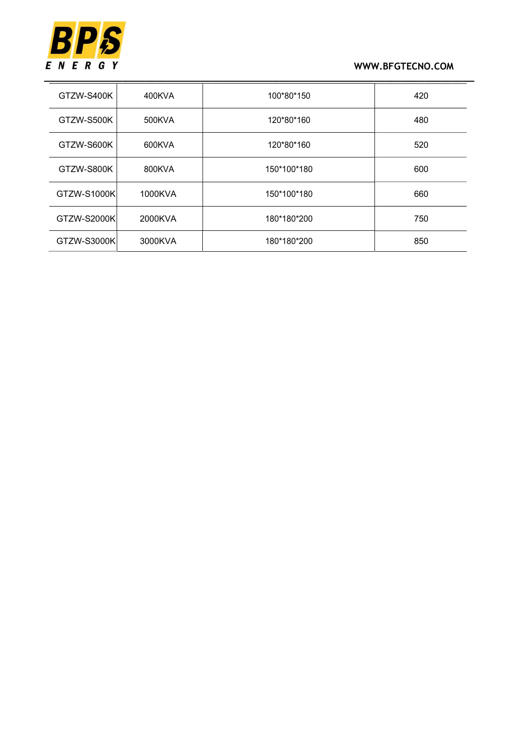| | | | |
|---|---|---|---|
| GTZW-S400K | 400KVA | 100*80*150 | 420 |
| GTZW-S500K | 500KVA | 120*80*160 | 480 |
| GTZW-S600K | 600KVA | 120*80*160 | 520 |
| GTZW-S800K | 800KVA | 150*100*180 | 600 |
| GTZW-S1000K | 1000KVA | 150*100*180 | 660 |
| GTZW-S2000K | 2000KVA | 180*180*200 | 750 |
| GTZW-S3000K | 3000KVA | 180*180*200 | 850 |